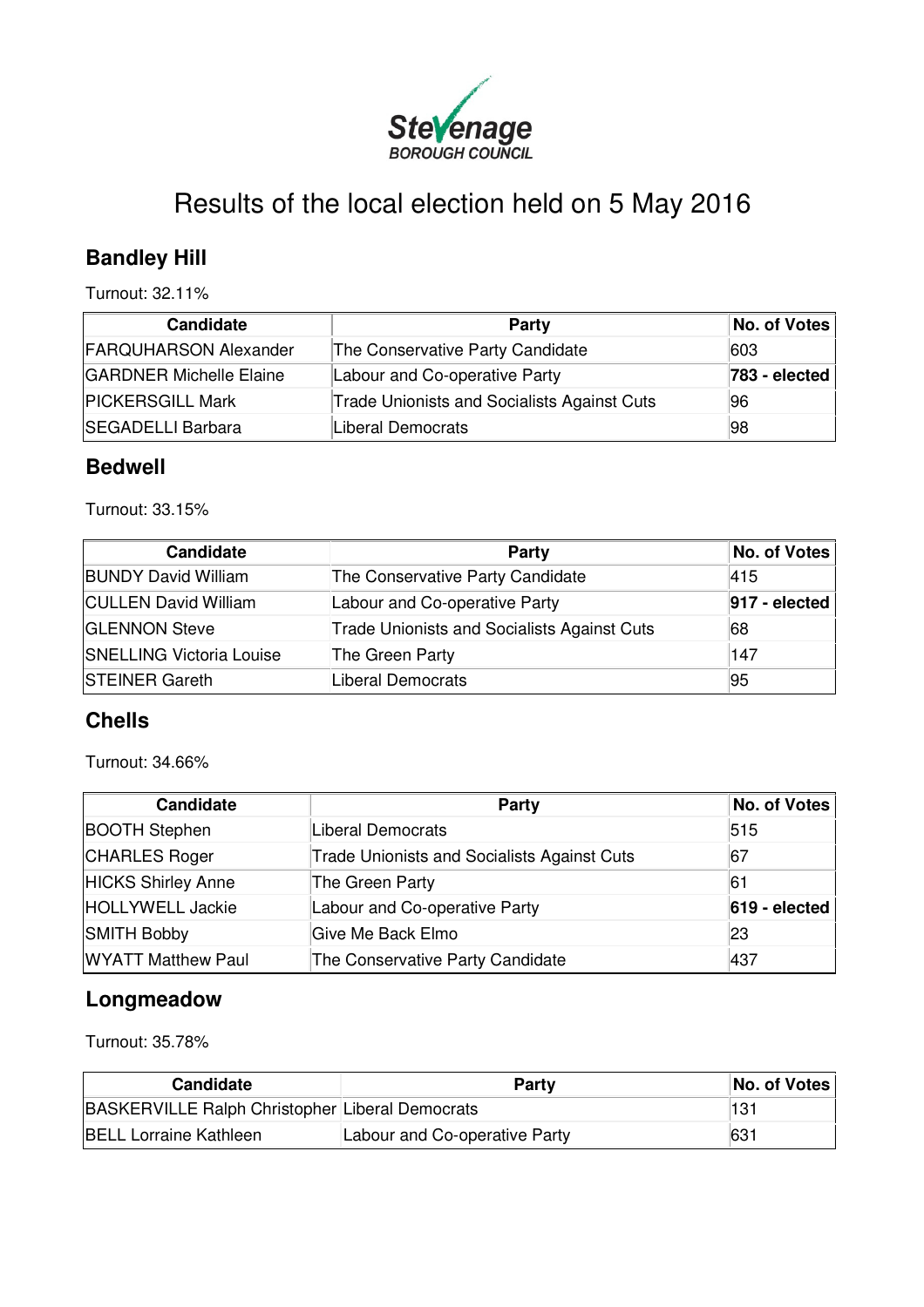Stevenage BOROUGH COUNCIL

# Results of the local election held on 5 May 2016

## Bandley Hill

Turnout: 32.11%

| Candidate | Party | No. of Votes |
|---|---|---|
| FARQUHARSON Alexander | The Conservative Party Candidate | 603 |
| GARDNER Michelle Elaine | Labour and Co-operative Party | **783 - elected** |
| PICKERSGILL Mark | Trade Unionists and Socialists Against Cuts | 96 |
| SEGADELLI Barbara | Liberal Democrats | 98 |

## Bedwell

Turnout: 33.15%

| Candidate | Party | No. of Votes |
|---|---|---|
| BUNDY David William | The Conservative Party Candidate | 415 |
| CULLEN David William | Labour and Co-operative Party | **917 - elected** |
| GLENNON Steve | Trade Unionists and Socialists Against Cuts | 68 |
| SNELLING Victoria Louise | The Green Party | 147 |
| STEINER Gareth | Liberal Democrats | 95 |

## Chells

Turnout: 34.66%

| Candidate | Party | No. of Votes |
|---|---|---|
| BOOTH Stephen | Liberal Democrats | 515 |
| CHARLES Roger | Trade Unionists and Socialists Against Cuts | 67 |
| HICKS Shirley Anne | The Green Party | 61 |
| HOLLYWELL Jackie | Labour and Co-operative Party | **619 - elected** |
| SMITH Bobby | Give Me Back Elmo | 23 |
| WYATT Matthew Paul | The Conservative Party Candidate | 437 |

## Longmeadow

Turnout: 35.78%

| Candidate | Party | No. of Votes |
|---|---|---|
| BASKERVILLE Ralph Christopher | Liberal Democrats | 131 |
| BELL Lorraine Kathleen | Labour and Co-operative Party | 631 |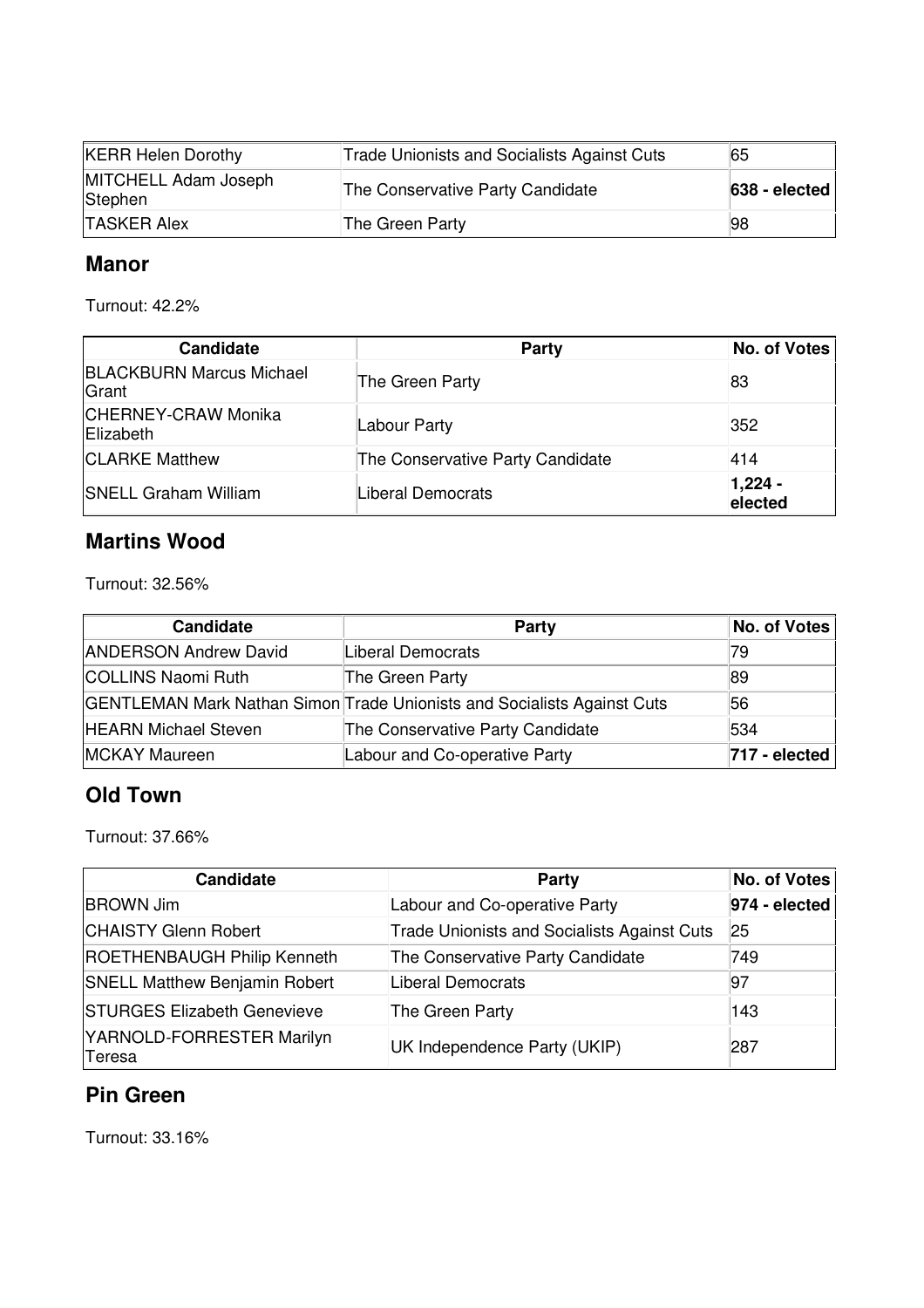| KERR Helen Dorothy | Trade Unionists and Socialists Against Cuts | 65 |
|---|---|---|
| MITCHELL Adam Joseph Stephen | The Conservative Party Candidate | **638 - elected** |
| TASKER Alex | The Green Party | 98 |

## Manor

Turnout: 42.2%

| Candidate | Party | No. of Votes |
|---|---|---|
| BLACKBURN Marcus Michael Grant | The Green Party | 83 |
| CHERNEY-CRAW Monika Elizabeth | Labour Party | 352 |
| CLARKE Matthew | The Conservative Party Candidate | 414 |
| SNELL Graham William | Liberal Democrats | **1,224 - elected** |

## Martins Wood

Turnout: 32.56%

| Candidate | Party | No. of Votes |
|---|---|---|
| ANDERSON Andrew David | Liberal Democrats | 79 |
| COLLINS Naomi Ruth | The Green Party | 89 |
| GENTLEMAN Mark Nathan Simon | Trade Unionists and Socialists Against Cuts | 56 |
| HEARN Michael Steven | The Conservative Party Candidate | 534 |
| MCKAY Maureen | Labour and Co-operative Party | **717 - elected** |

## Old Town

Turnout: 37.66%

| Candidate | Party | No. of Votes |
|---|---|---|
| BROWN Jim | Labour and Co-operative Party | **974 - elected** |
| CHAISTY Glenn Robert | Trade Unionists and Socialists Against Cuts | 25 |
| ROETHENBAUGH Philip Kenneth | The Conservative Party Candidate | 749 |
| SNELL Matthew Benjamin Robert | Liberal Democrats | 97 |
| STURGES Elizabeth Genevieve | The Green Party | 143 |
| YARNOLD-FORRESTER Marilyn Teresa | UK Independence Party (UKIP) | 287 |

## Pin Green

Turnout: 33.16%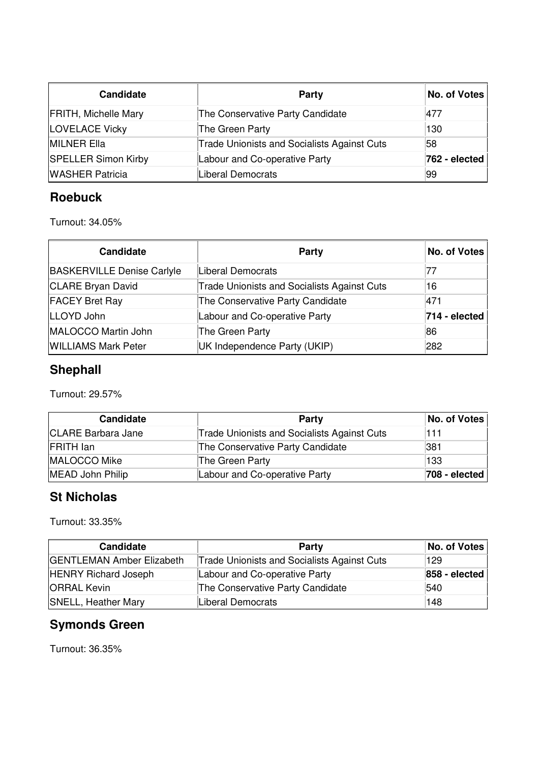| Candidate | Party | No. of Votes |
|---|---|---|
| FRITH, Michelle Mary | The Conservative Party Candidate | 477 |
| LOVELACE Vicky | The Green Party | 130 |
| MILNER Ella | Trade Unionists and Socialists Against Cuts | 58 |
| SPELLER Simon Kirby | Labour and Co-operative Party | **762 - elected** |
| WASHER Patricia | Liberal Democrats | 99 |

## Roebuck

Turnout: 34.05%

| Candidate | Party | No. of Votes |
|---|---|---|
| BASKERVILLE Denise Carlyle | Liberal Democrats | 77 |
| CLARE Bryan David | Trade Unionists and Socialists Against Cuts | 16 |
| FACEY Bret Ray | The Conservative Party Candidate | 471 |
| LLOYD John | Labour and Co-operative Party | **714 - elected** |
| MALOCCO Martin John | The Green Party | 86 |
| WILLIAMS Mark Peter | UK Independence Party (UKIP) | 282 |

## Shephall

Turnout: 29.57%

| Candidate | Party | No. of Votes |
|---|---|---|
| CLARE Barbara Jane | Trade Unionists and Socialists Against Cuts | 111 |
| FRITH Ian | The Conservative Party Candidate | 381 |
| MALOCCO Mike | The Green Party | 133 |
| MEAD John Philip | Labour and Co-operative Party | **708 - elected** |

## St Nicholas

Turnout: 33.35%

| Candidate | Party | No. of Votes |
|---|---|---|
| GENTLEMAN Amber Elizabeth | Trade Unionists and Socialists Against Cuts | 129 |
| HENRY Richard Joseph | Labour and Co-operative Party | **858 - elected** |
| ORRAL Kevin | The Conservative Party Candidate | 540 |
| SNELL, Heather Mary | Liberal Democrats | 148 |

## Symonds Green

Turnout: 36.35%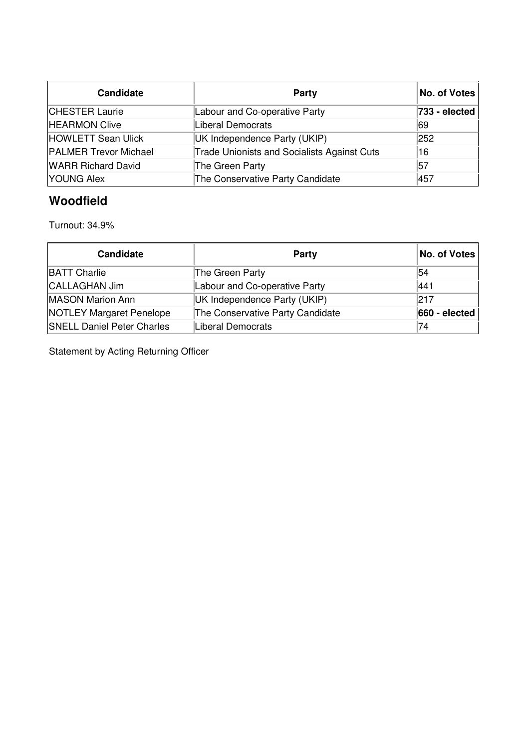| Candidate | Party | No. of Votes |
|---|---|---|
| CHESTER Laurie | Labour and Co-operative Party | **733 - elected** |
| HEARMON Clive | Liberal Democrats | 69 |
| HOWLETT Sean Ulick | UK Independence Party (UKIP) | 252 |
| PALMER Trevor Michael | Trade Unionists and Socialists Against Cuts | 16 |
| WARR Richard David | The Green Party | 57 |
| YOUNG Alex | The Conservative Party Candidate | 457 |

## Woodfield

Turnout: 34.9%

| Candidate | Party | No. of Votes |
|---|---|---|
| BATT Charlie | The Green Party | 54 |
| CALLAGHAN Jim | Labour and Co-operative Party | 441 |
| MASON Marion Ann | UK Independence Party (UKIP) | 217 |
| NOTLEY Margaret Penelope | The Conservative Party Candidate | **660 - elected** |
| SNELL Daniel Peter Charles | Liberal Democrats | 74 |

Statement by Acting Returning Officer